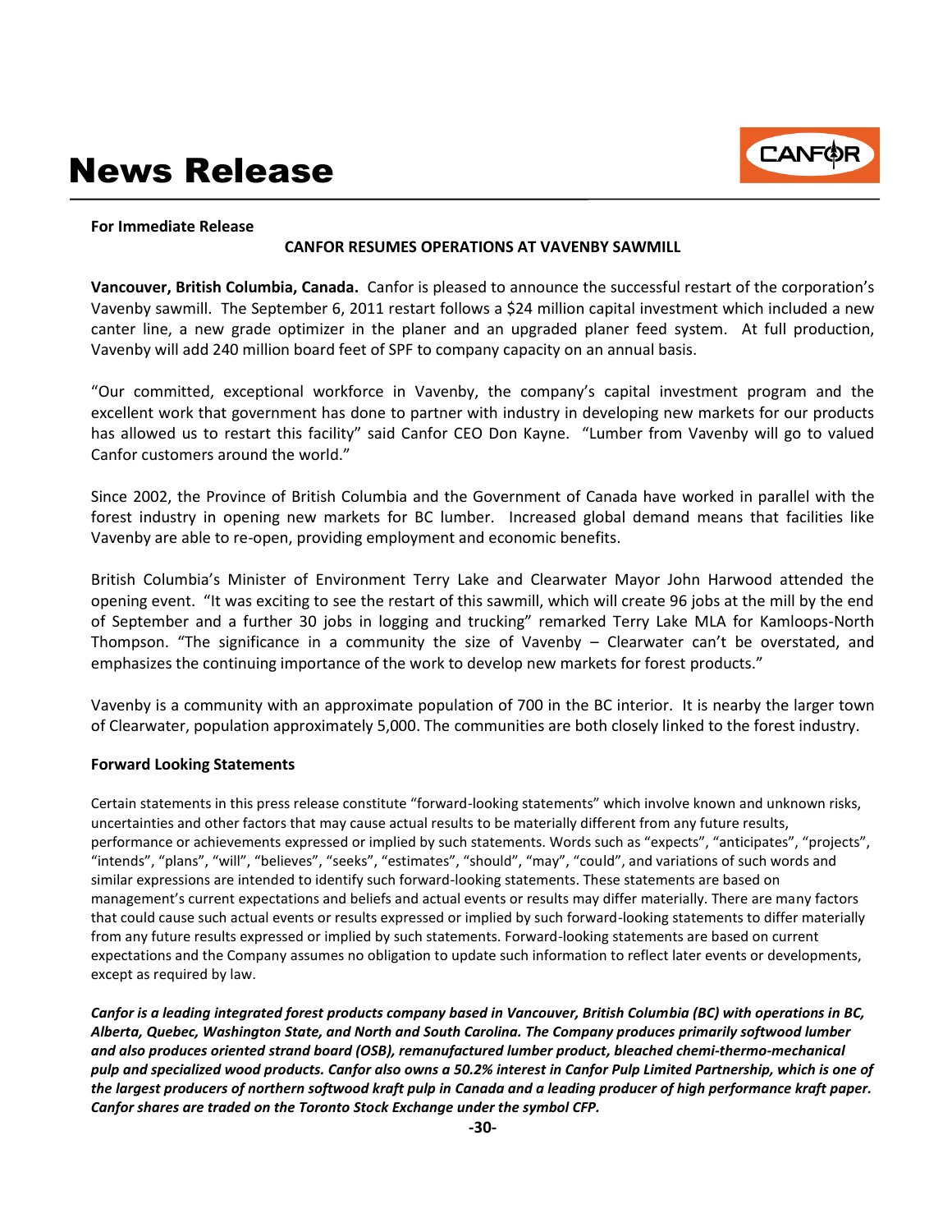# News Release

**For Immediate Release**

**CANFOR RESUMES OPERATIONS AT VAVENBY SAWMILL**

**Vancouver, British Columbia, Canada.** Canfor is pleased to announce the successful restart of the corporation's Vavenby sawmill. The September 6, 2011 restart follows a $24 million capital investment which included a new canter line, a new grade optimizer in the planer and an upgraded planer feed system. At full production, Vavenby will add 240 million board feet of SPF to company capacity on an annual basis.

"Our committed, exceptional workforce in Vavenby, the company's capital investment program and the excellent work that government has done to partner with industry in developing new markets for our products has allowed us to restart this facility" said Canfor CEO Don Kayne. "Lumber from Vavenby will go to valued Canfor customers around the world."

Since 2002, the Province of British Columbia and the Government of Canada have worked in parallel with the forest industry in opening new markets for BC lumber. Increased global demand means that facilities like Vavenby are able to re-open, providing employment and economic benefits.

British Columbia's Minister of Environment Terry Lake and Clearwater Mayor John Harwood attended the opening event. "It was exciting to see the restart of this sawmill, which will create 96 jobs at the mill by the end of September and a further 30 jobs in logging and trucking" remarked Terry Lake MLA for Kamloops-North Thompson. "The significance in a community the size of Vavenby – Clearwater can't be overstated, and emphasizes the continuing importance of the work to develop new markets for forest products."

Vavenby is a community with an approximate population of 700 in the BC interior. It is nearby the larger town of Clearwater, population approximately 5,000. The communities are both closely linked to the forest industry.

**Forward Looking Statements**

Certain statements in this press release constitute "forward-looking statements" which involve known and unknown risks, uncertainties and other factors that may cause actual results to be materially different from any future results, performance or achievements expressed or implied by such statements. Words such as "expects", "anticipates", "projects", "intends", "plans", "will", "believes", "seeks", "estimates", "should", "may", "could", and variations of such words and similar expressions are intended to identify such forward-looking statements. These statements are based on management's current expectations and beliefs and actual events or results may differ materially. There are many factors that could cause such actual events or results expressed or implied by such forward-looking statements to differ materially from any future results expressed or implied by such statements. Forward-looking statements are based on current expectations and the Company assumes no obligation to update such information to reflect later events or developments, except as required by law.

***Canfor is a leading integrated forest products company based in Vancouver, British Columbia (BC) with operations in BC, Alberta, Quebec, Washington State, and North and South Carolina. The Company produces primarily softwood lumber and also produces oriented strand board (OSB), remanufactured lumber product, bleached chemi-thermo-mechanical pulp and specialized wood products. Canfor also owns a 50.2% interest in Canfor Pulp Limited Partnership, which is one of the largest producers of northern softwood kraft pulp in Canada and a leading producer of high performance kraft paper. Canfor shares are traded on the Toronto Stock Exchange under the symbol CFP.***

**-30-**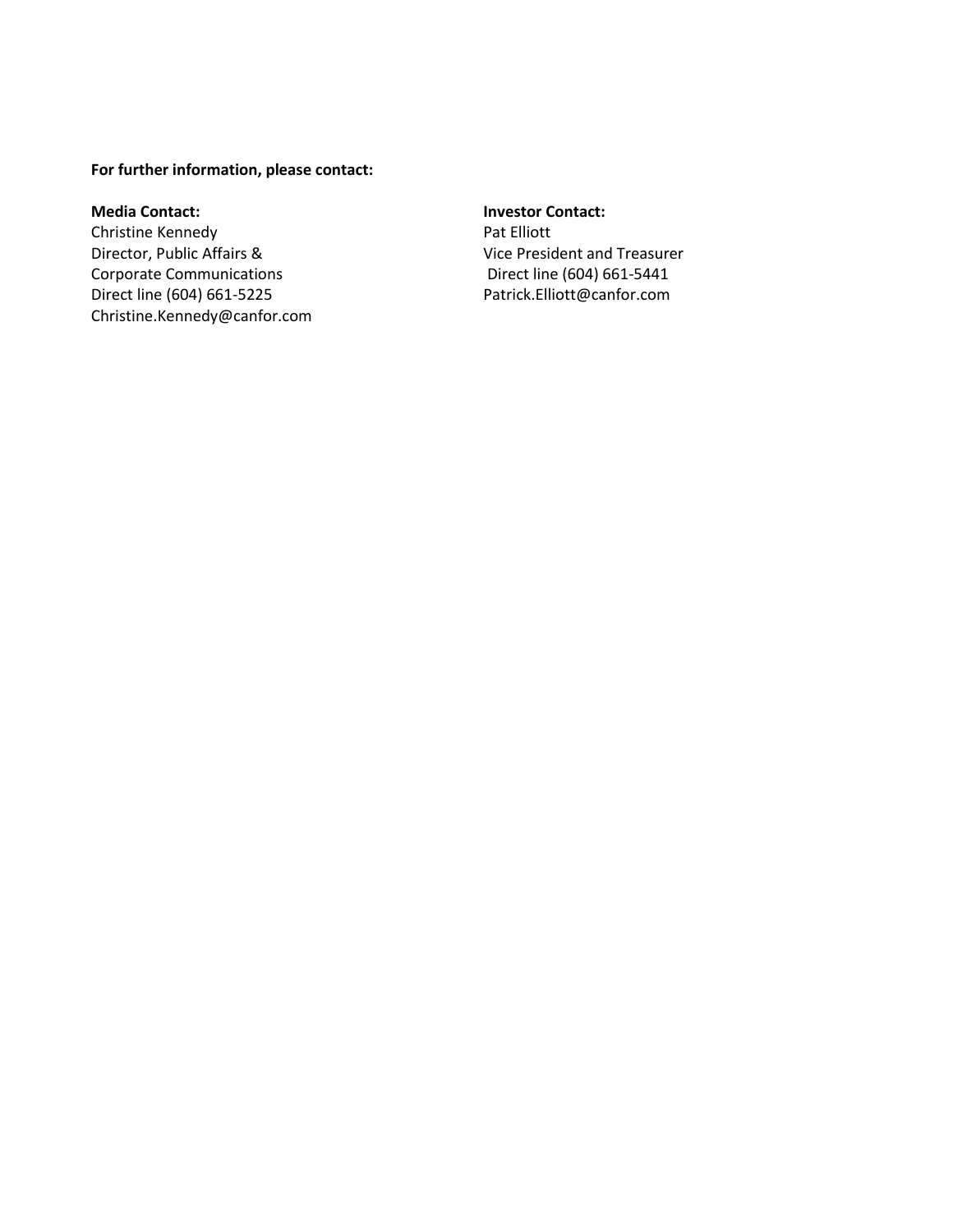**For further information, please contact:**

**Media Contact:**
Christine Kennedy
Director, Public Affairs &
Corporate Communications
Direct line (604) 661-5225
Christine.Kennedy@canfor.com

**Investor Contact:**
Pat Elliott
Vice President and Treasurer
Direct line (604) 661-5441
Patrick.Elliott@canfor.com